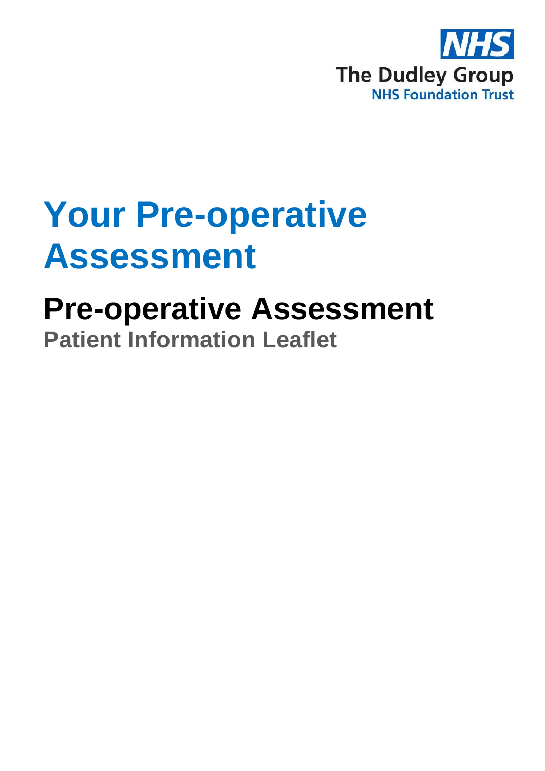The Dudley Group
NHS Foundation Trust

# Your Pre-operative Assessment

## Pre-operative Assessment

### Patient Information Leaflet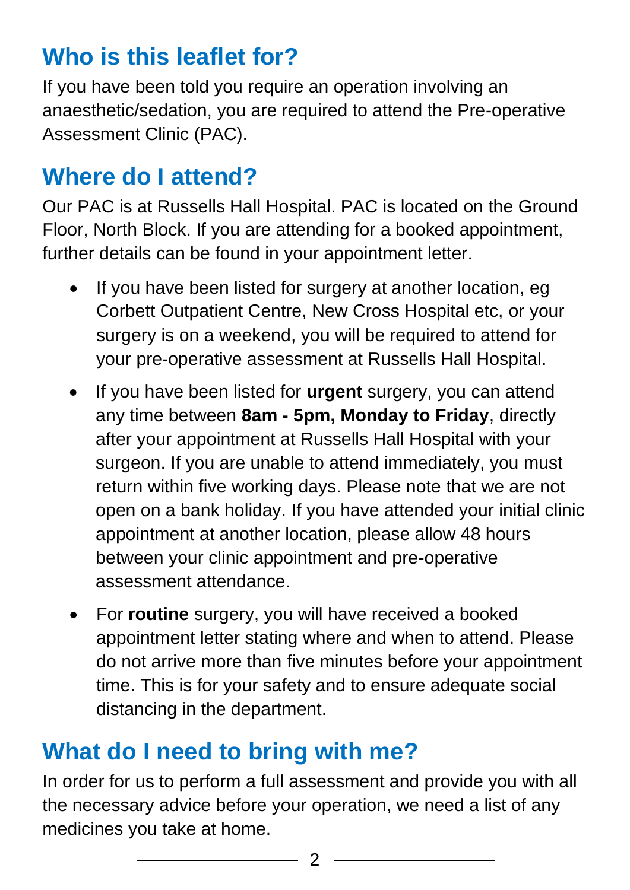## Who is this leaflet for?

If you have been told you require an operation involving an anaesthetic/sedation, you are required to attend the Pre-operative Assessment Clinic (PAC).

## Where do I attend?

Our PAC is at Russells Hall Hospital. PAC is located on the Ground Floor, North Block. If you are attending for a booked appointment, further details can be found in your appointment letter.

- If you have been listed for surgery at another location, eg Corbett Outpatient Centre, New Cross Hospital etc, or your surgery is on a weekend, you will be required to attend for your pre-operative assessment at Russells Hall Hospital.
- If you have been listed for **urgent** surgery, you can attend any time between **8am - 5pm, Monday to Friday**, directly after your appointment at Russells Hall Hospital with your surgeon. If you are unable to attend immediately, you must return within five working days. Please note that we are not open on a bank holiday. If you have attended your initial clinic appointment at another location, please allow 48 hours between your clinic appointment and pre-operative assessment attendance.
- For **routine** surgery, you will have received a booked appointment letter stating where and when to attend. Please do not arrive more than five minutes before your appointment time. This is for your safety and to ensure adequate social distancing in the department.

## What do I need to bring with me?

In order for us to perform a full assessment and provide you with all the necessary advice before your operation, we need a list of any medicines you take at home.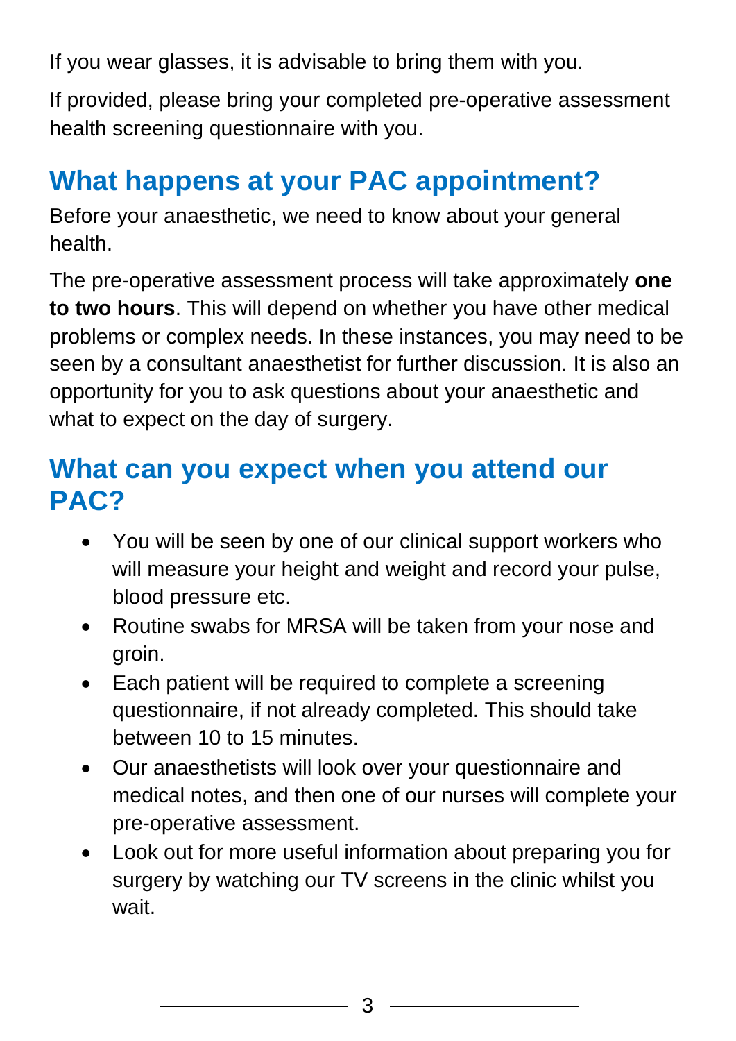If you wear glasses, it is advisable to bring them with you.

If provided, please bring your completed pre-operative assessment health screening questionnaire with you.

## What happens at your PAC appointment?

Before your anaesthetic, we need to know about your general health.

The pre-operative assessment process will take approximately **one to two hours**. This will depend on whether you have other medical problems or complex needs. In these instances, you may need to be seen by a consultant anaesthetist for further discussion. It is also an opportunity for you to ask questions about your anaesthetic and what to expect on the day of surgery.

## What can you expect when you attend our PAC?

- You will be seen by one of our clinical support workers who will measure your height and weight and record your pulse, blood pressure etc.
- Routine swabs for MRSA will be taken from your nose and groin.
- Each patient will be required to complete a screening questionnaire, if not already completed. This should take between 10 to 15 minutes.
- Our anaesthetists will look over your questionnaire and medical notes, and then one of our nurses will complete your pre-operative assessment.
- Look out for more useful information about preparing you for surgery by watching our TV screens in the clinic whilst you wait.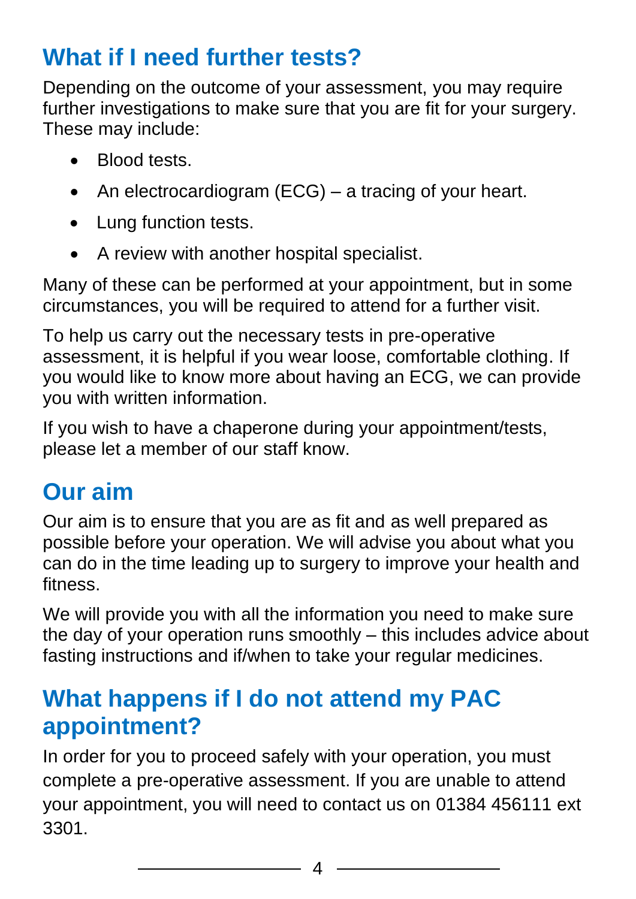## What if I need further tests?

Depending on the outcome of your assessment, you may require further investigations to make sure that you are fit for your surgery. These may include:

- Blood tests.
- An electrocardiogram (ECG) – a tracing of your heart.
- Lung function tests.
- A review with another hospital specialist.

Many of these can be performed at your appointment, but in some circumstances, you will be required to attend for a further visit.

To help us carry out the necessary tests in pre-operative assessment, it is helpful if you wear loose, comfortable clothing. If you would like to know more about having an ECG, we can provide you with written information.

If you wish to have a chaperone during your appointment/tests, please let a member of our staff know.

## Our aim

Our aim is to ensure that you are as fit and as well prepared as possible before your operation. We will advise you about what you can do in the time leading up to surgery to improve your health and fitness.

We will provide you with all the information you need to make sure the day of your operation runs smoothly – this includes advice about fasting instructions and if/when to take your regular medicines.

## What happens if I do not attend my PAC appointment?

In order for you to proceed safely with your operation, you must complete a pre-operative assessment. If you are unable to attend your appointment, you will need to contact us on 01384 456111 ext 3301.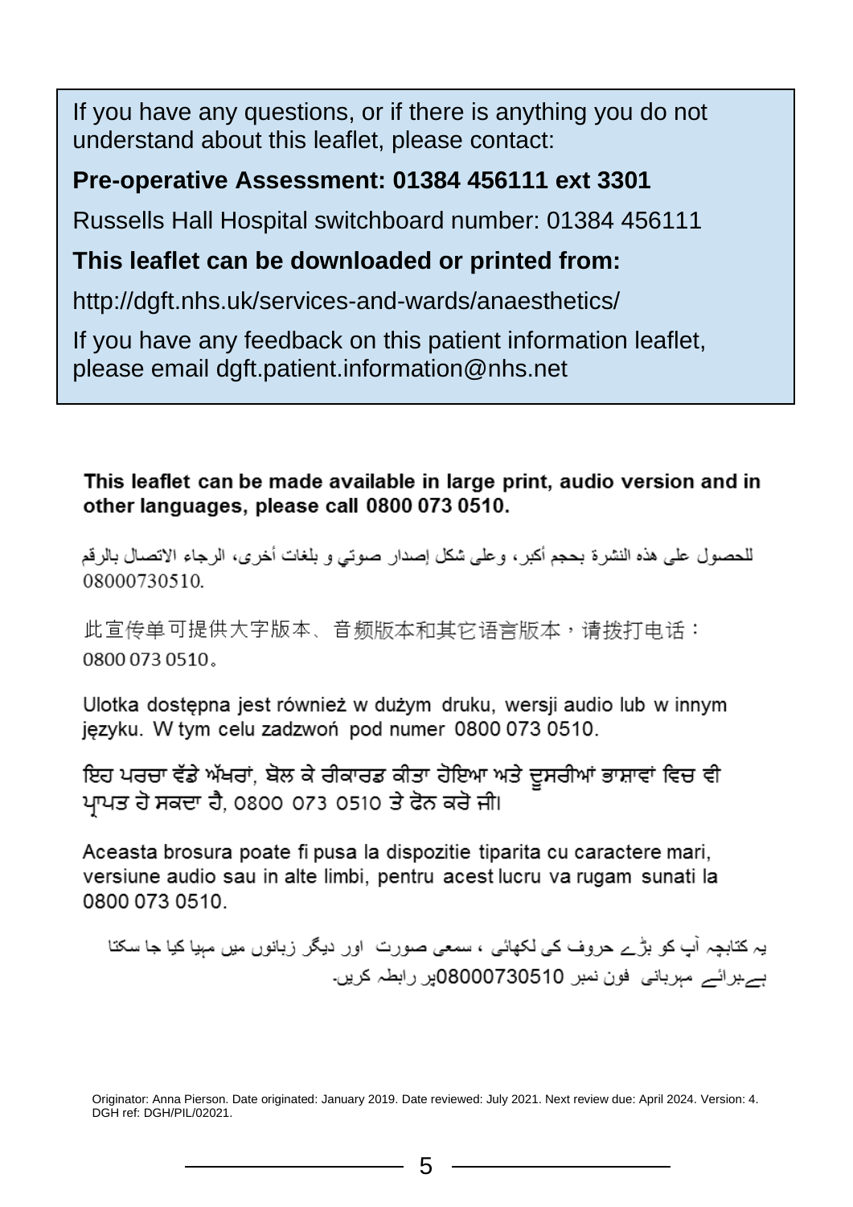If you have any questions, or if there is anything you do not understand about this leaflet, please contact:

**Pre-operative Assessment: 01384 456111 ext 3301**

Russells Hall Hospital switchboard number: 01384 456111

**This leaflet can be downloaded or printed from:**

http://dgft.nhs.uk/services-and-wards/anaesthetics/

If you have any feedback on this patient information leaflet, please email dgft.patient.information@nhs.net

**This leaflet can be made available in large print, audio version and in other languages, please call 0800 073 0510.**

للحصول على هذه النشرة بحجم أكبر، وعلى شكل إصدار صوتي و بلغات أخرى، الرجاء الاتصال بالرقم 08000730510.

此宣传单可提供大字版本、音频版本和其它语言版本，请拨打电话：0800 073 0510。

Ulotka dostępna jest również w dużym druku, wersji audio lub w innym języku. W tym celu zadzwoń pod numer 0800 073 0510.

ਇਹ ਪਰਚਾ ਵੱਡੇ ਅੱਖਰਾਂ, ਬੋਲ ਕੇ ਰੀਕਾਰਡ ਕੀਤਾ ਹੋਇਆ ਅਤੇ ਦੂਸਰੀਆਂ ਭਾਸ਼ਾਵਾਂ ਵਿਚ ਵੀ ਪ੍ਰਾਪਤ ਹੋ ਸਕਦਾ ਹੈ, 0800 073 0510 ਤੇ ਫੋਨ ਕਰੋ ਜੀ।

Aceasta brosura poate fi pusa la dispozitie tiparita cu caractere mari, versiune audio sau in alte limbi, pentru acest lucru va rugam sunati la 0800 073 0510.

یہ کتابچہ آپ کو بڑے حروف کی لکھائی ، سمعی صورت اور دیگر زبانوں میں مہیا کیا جا سکتا ہے۔برائے مہربانی فون نمبر 08000730510پر رابطہ کریں۔

Originator: Anna Pierson. Date originated: January 2019. Date reviewed: July 2021. Next review due: April 2024. Version: 4. DGH ref: DGH/PIL/02021.